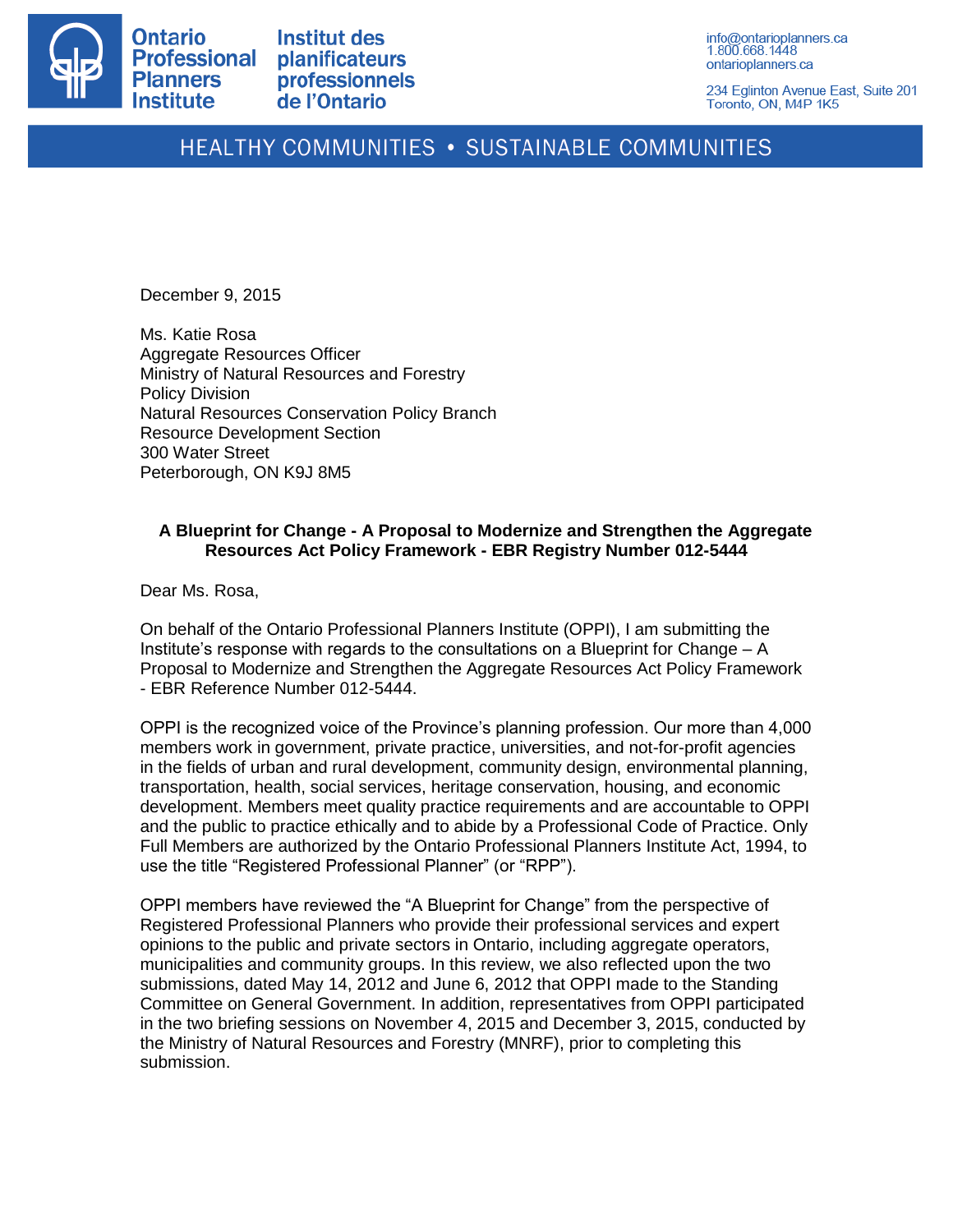Ontario Professional Planners Institute

Institut des planificateurs professionnels de l'Ontario

info@ontarioplanners.ca
1.800.668.1448
ontarioplanners.ca

234 Eglinton Avenue East, Suite 201
Toronto, ON, M4P 1K5

HEALTHY COMMUNITIES • SUSTAINABLE COMMUNITIES

December 9, 2015

Ms. Katie Rosa
Aggregate Resources Officer
Ministry of Natural Resources and Forestry
Policy Division
Natural Resources Conservation Policy Branch
Resource Development Section
300 Water Street
Peterborough, ON K9J 8M5

**A Blueprint for Change - A Proposal to Modernize and Strengthen the Aggregate Resources Act Policy Framework - EBR Registry Number 012-5444**

Dear Ms. Rosa,

On behalf of the Ontario Professional Planners Institute (OPPI), I am submitting the Institute's response with regards to the consultations on a Blueprint for Change – A Proposal to Modernize and Strengthen the Aggregate Resources Act Policy Framework - EBR Reference Number 012-5444.

OPPI is the recognized voice of the Province's planning profession. Our more than 4,000 members work in government, private practice, universities, and not-for-profit agencies in the fields of urban and rural development, community design, environmental planning, transportation, health, social services, heritage conservation, housing, and economic development. Members meet quality practice requirements and are accountable to OPPI and the public to practice ethically and to abide by a Professional Code of Practice. Only Full Members are authorized by the Ontario Professional Planners Institute Act, 1994, to use the title "Registered Professional Planner" (or "RPP").

OPPI members have reviewed the "A Blueprint for Change" from the perspective of Registered Professional Planners who provide their professional services and expert opinions to the public and private sectors in Ontario, including aggregate operators, municipalities and community groups. In this review, we also reflected upon the two submissions, dated May 14, 2012 and June 6, 2012 that OPPI made to the Standing Committee on General Government. In addition, representatives from OPPI participated in the two briefing sessions on November 4, 2015 and December 3, 2015, conducted by the Ministry of Natural Resources and Forestry (MNRF), prior to completing this submission.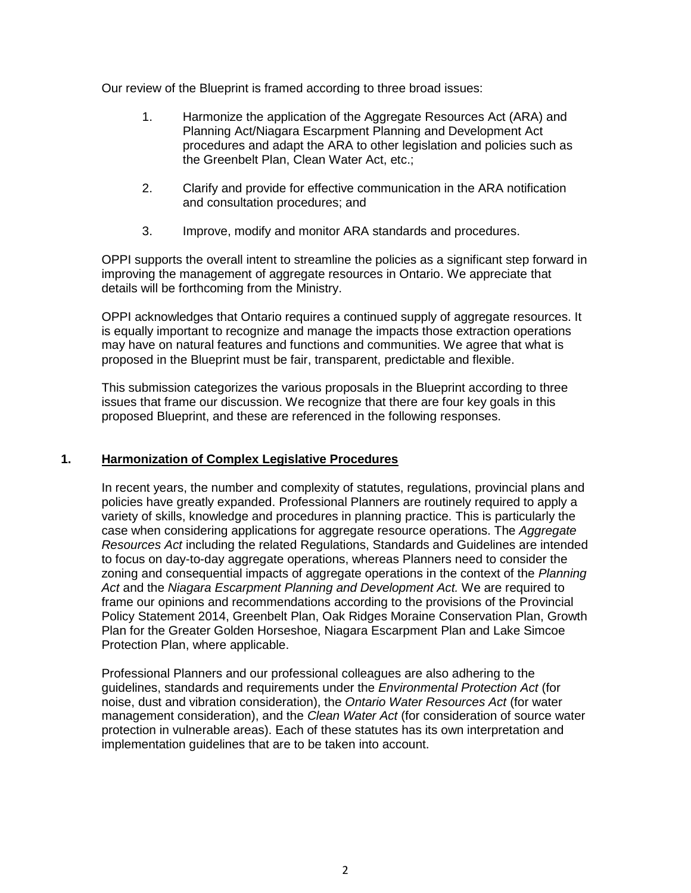Our review of the Blueprint is framed according to three broad issues:

1. Harmonize the application of the Aggregate Resources Act (ARA) and Planning Act/Niagara Escarpment Planning and Development Act procedures and adapt the ARA to other legislation and policies such as the Greenbelt Plan, Clean Water Act, etc.;

2. Clarify and provide for effective communication in the ARA notification and consultation procedures; and

3. Improve, modify and monitor ARA standards and procedures.

OPPI supports the overall intent to streamline the policies as a significant step forward in improving the management of aggregate resources in Ontario. We appreciate that details will be forthcoming from the Ministry.

OPPI acknowledges that Ontario requires a continued supply of aggregate resources. It is equally important to recognize and manage the impacts those extraction operations may have on natural features and functions and communities. We agree that what is proposed in the Blueprint must be fair, transparent, predictable and flexible.

This submission categorizes the various proposals in the Blueprint according to three issues that frame our discussion. We recognize that there are four key goals in this proposed Blueprint, and these are referenced in the following responses.

## 1. <u>Harmonization of Complex Legislative Procedures</u>

In recent years, the number and complexity of statutes, regulations, provincial plans and policies have greatly expanded. Professional Planners are routinely required to apply a variety of skills, knowledge and procedures in planning practice. This is particularly the case when considering applications for aggregate resource operations. The *Aggregate Resources Act* including the related Regulations, Standards and Guidelines are intended to focus on day-to-day aggregate operations, whereas Planners need to consider the zoning and consequential impacts of aggregate operations in the context of the *Planning Act* and the *Niagara Escarpment Planning and Development Act.* We are required to frame our opinions and recommendations according to the provisions of the Provincial Policy Statement 2014, Greenbelt Plan, Oak Ridges Moraine Conservation Plan, Growth Plan for the Greater Golden Horseshoe, Niagara Escarpment Plan and Lake Simcoe Protection Plan, where applicable.

Professional Planners and our professional colleagues are also adhering to the guidelines, standards and requirements under the *Environmental Protection Act* (for noise, dust and vibration consideration), the *Ontario Water Resources Act* (for water management consideration), and the *Clean Water Act* (for consideration of source water protection in vulnerable areas). Each of these statutes has its own interpretation and implementation guidelines that are to be taken into account.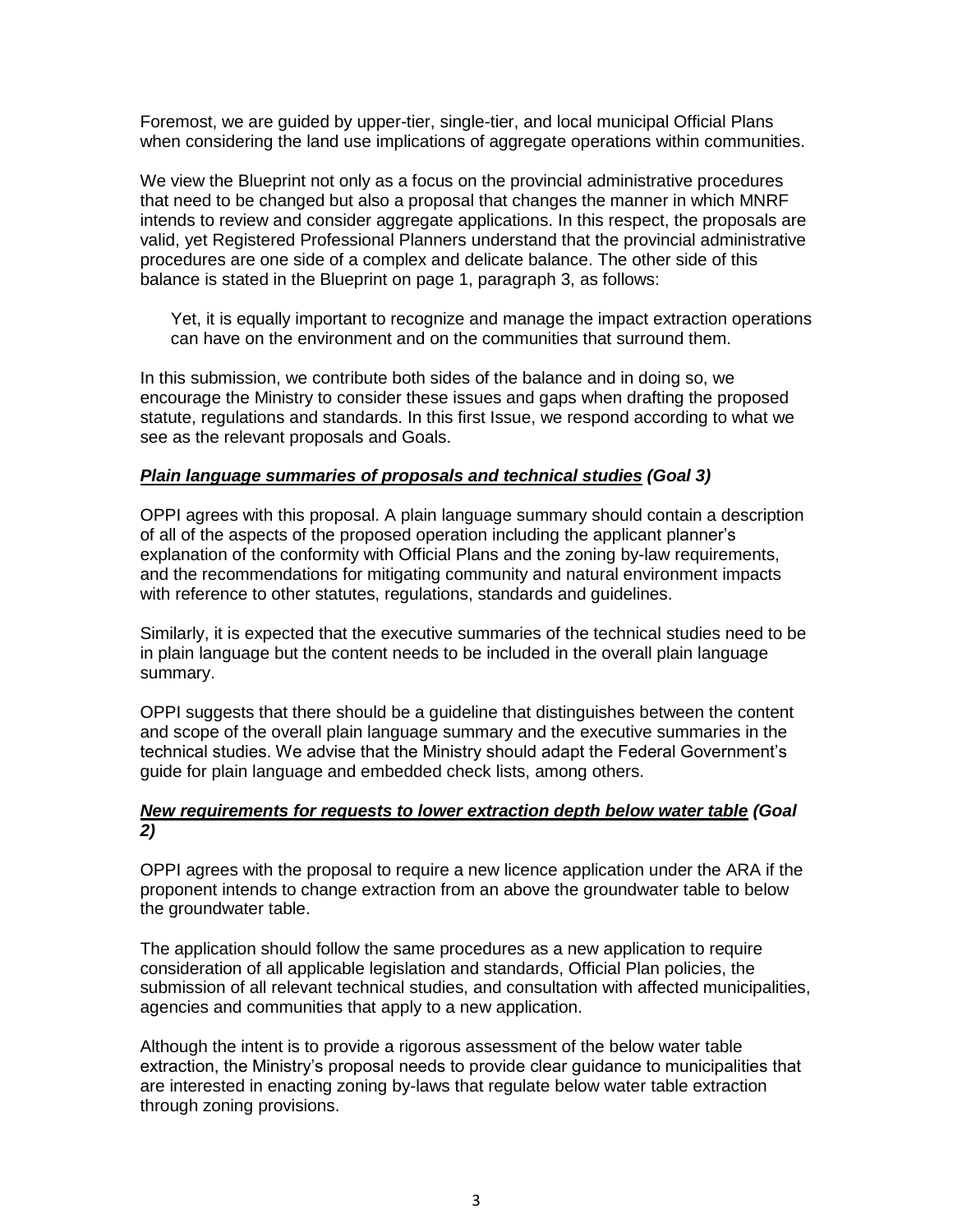Foremost, we are guided by upper-tier, single-tier, and local municipal Official Plans when considering the land use implications of aggregate operations within communities.

We view the Blueprint not only as a focus on the provincial administrative procedures that need to be changed but also a proposal that changes the manner in which MNRF intends to review and consider aggregate applications. In this respect, the proposals are valid, yet Registered Professional Planners understand that the provincial administrative procedures are one side of a complex and delicate balance. The other side of this balance is stated in the Blueprint on page 1, paragraph 3, as follows:

> Yet, it is equally important to recognize and manage the impact extraction operations can have on the environment and on the communities that surround them.

In this submission, we contribute both sides of the balance and in doing so, we encourage the Ministry to consider these issues and gaps when drafting the proposed statute, regulations and standards. In this first Issue, we respond according to what we see as the relevant proposals and Goals.

***<u>Plain language summaries of proposals and technical studies</u> (Goal 3)***

OPPI agrees with this proposal. A plain language summary should contain a description of all of the aspects of the proposed operation including the applicant planner's explanation of the conformity with Official Plans and the zoning by-law requirements, and the recommendations for mitigating community and natural environment impacts with reference to other statutes, regulations, standards and guidelines.

Similarly, it is expected that the executive summaries of the technical studies need to be in plain language but the content needs to be included in the overall plain language summary.

OPPI suggests that there should be a guideline that distinguishes between the content and scope of the overall plain language summary and the executive summaries in the technical studies. We advise that the Ministry should adapt the Federal Government's guide for plain language and embedded check lists, among others.

***<u>New requirements for requests to lower extraction depth below water table</u> (Goal 2)***

OPPI agrees with the proposal to require a new licence application under the ARA if the proponent intends to change extraction from an above the groundwater table to below the groundwater table.

The application should follow the same procedures as a new application to require consideration of all applicable legislation and standards, Official Plan policies, the submission of all relevant technical studies, and consultation with affected municipalities, agencies and communities that apply to a new application.

Although the intent is to provide a rigorous assessment of the below water table extraction, the Ministry's proposal needs to provide clear guidance to municipalities that are interested in enacting zoning by-laws that regulate below water table extraction through zoning provisions.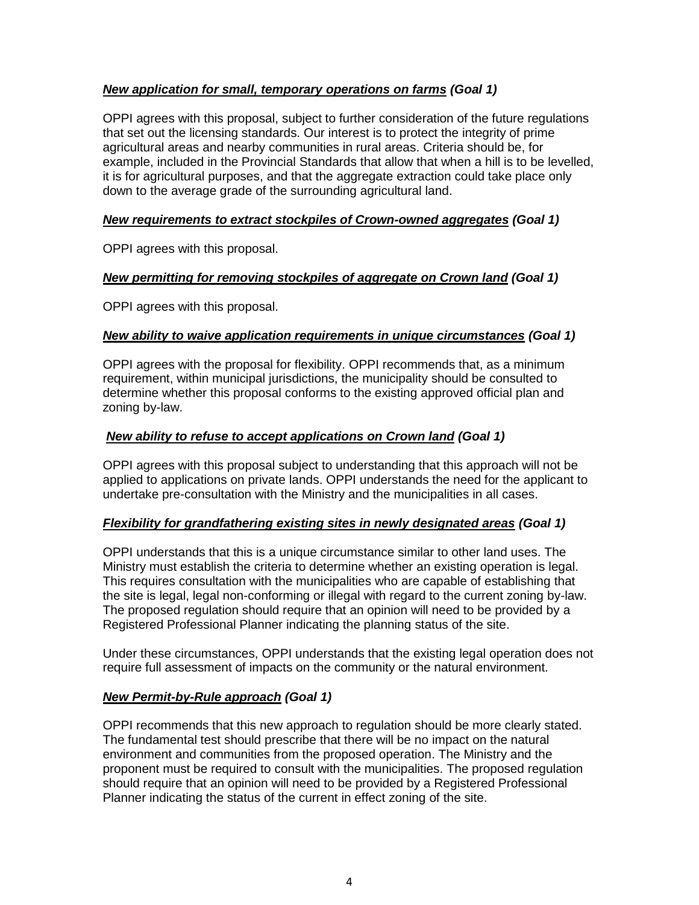***New application for small, temporary operations on farms*** ***(Goal 1)***

OPPI agrees with this proposal, subject to further consideration of the future regulations that set out the licensing standards. Our interest is to protect the integrity of prime agricultural areas and nearby communities in rural areas. Criteria should be, for example, included in the Provincial Standards that allow that when a hill is to be levelled, it is for agricultural purposes, and that the aggregate extraction could take place only down to the average grade of the surrounding agricultural land.

***New requirements to extract stockpiles of Crown-owned aggregates*** ***(Goal 1)***

OPPI agrees with this proposal.

***New permitting for removing stockpiles of aggregate on Crown land*** ***(Goal 1)***

OPPI agrees with this proposal.

***New ability to waive application requirements in unique circumstances*** ***(Goal 1)***

OPPI agrees with the proposal for flexibility. OPPI recommends that, as a minimum requirement, within municipal jurisdictions, the municipality should be consulted to determine whether this proposal conforms to the existing approved official plan and zoning by-law.

***New ability to refuse to accept applications on Crown land*** ***(Goal 1)***

OPPI agrees with this proposal subject to understanding that this approach will not be applied to applications on private lands. OPPI understands the need for the applicant to undertake pre-consultation with the Ministry and the municipalities in all cases.

***Flexibility for grandfathering existing sites in newly designated areas*** ***(Goal 1)***

OPPI understands that this is a unique circumstance similar to other land uses. The Ministry must establish the criteria to determine whether an existing operation is legal. This requires consultation with the municipalities who are capable of establishing that the site is legal, legal non-conforming or illegal with regard to the current zoning by-law. The proposed regulation should require that an opinion will need to be provided by a Registered Professional Planner indicating the planning status of the site.

Under these circumstances, OPPI understands that the existing legal operation does not require full assessment of impacts on the community or the natural environment.

***New Permit-by-Rule approach*** ***(Goal 1)***

OPPI recommends that this new approach to regulation should be more clearly stated. The fundamental test should prescribe that there will be no impact on the natural environment and communities from the proposed operation. The Ministry and the proponent must be required to consult with the municipalities. The proposed regulation should require that an opinion will need to be provided by a Registered Professional Planner indicating the status of the current in effect zoning of the site.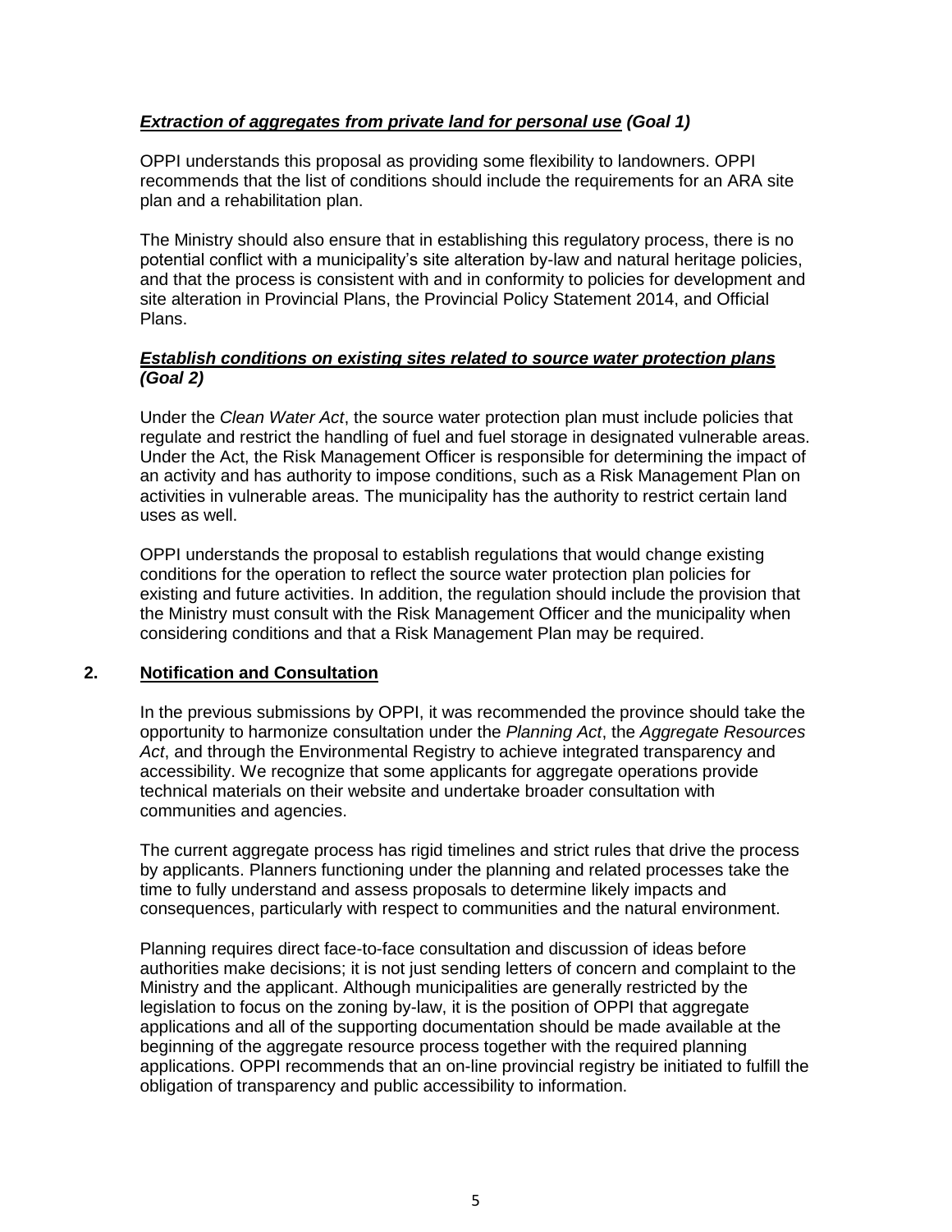***Extraction of aggregates from private land for personal use* *(Goal 1)***

OPPI understands this proposal as providing some flexibility to landowners. OPPI recommends that the list of conditions should include the requirements for an ARA site plan and a rehabilitation plan.

The Ministry should also ensure that in establishing this regulatory process, there is no potential conflict with a municipality's site alteration by-law and natural heritage policies, and that the process is consistent with and in conformity to policies for development and site alteration in Provincial Plans, the Provincial Policy Statement 2014, and Official Plans.

***Establish conditions on existing sites related to source water protection plans* *(Goal 2)***

Under the *Clean Water Act*, the source water protection plan must include policies that regulate and restrict the handling of fuel and fuel storage in designated vulnerable areas. Under the Act, the Risk Management Officer is responsible for determining the impact of an activity and has authority to impose conditions, such as a Risk Management Plan on activities in vulnerable areas. The municipality has the authority to restrict certain land uses as well.

OPPI understands the proposal to establish regulations that would change existing conditions for the operation to reflect the source water protection plan policies for existing and future activities. In addition, the regulation should include the provision that the Ministry must consult with the Risk Management Officer and the municipality when considering conditions and that a Risk Management Plan may be required.

## 2. Notification and Consultation

In the previous submissions by OPPI, it was recommended the province should take the opportunity to harmonize consultation under the *Planning Act*, the *Aggregate Resources Act*, and through the Environmental Registry to achieve integrated transparency and accessibility. We recognize that some applicants for aggregate operations provide technical materials on their website and undertake broader consultation with communities and agencies.

The current aggregate process has rigid timelines and strict rules that drive the process by applicants. Planners functioning under the planning and related processes take the time to fully understand and assess proposals to determine likely impacts and consequences, particularly with respect to communities and the natural environment.

Planning requires direct face-to-face consultation and discussion of ideas before authorities make decisions; it is not just sending letters of concern and complaint to the Ministry and the applicant. Although municipalities are generally restricted by the legislation to focus on the zoning by-law, it is the position of OPPI that aggregate applications and all of the supporting documentation should be made available at the beginning of the aggregate resource process together with the required planning applications. OPPI recommends that an on-line provincial registry be initiated to fulfill the obligation of transparency and public accessibility to information.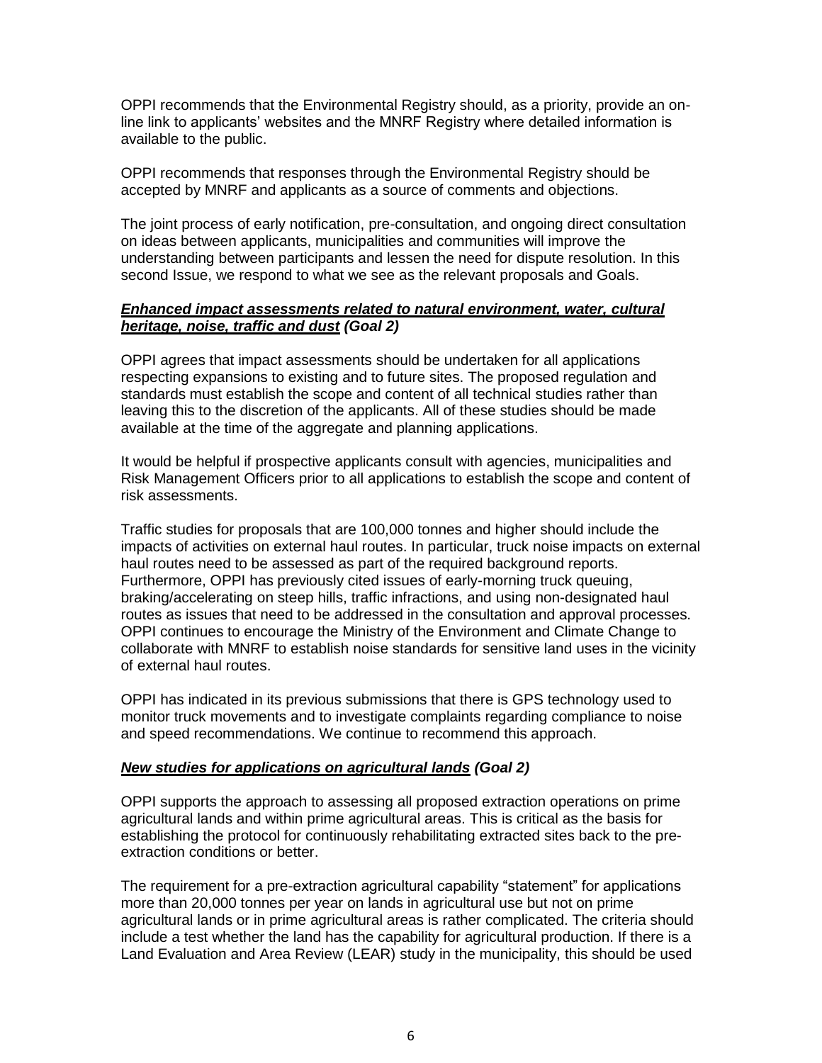OPPI recommends that the Environmental Registry should, as a priority, provide an on-line link to applicants' websites and the MNRF Registry where detailed information is available to the public.

OPPI recommends that responses through the Environmental Registry should be accepted by MNRF and applicants as a source of comments and objections.

The joint process of early notification, pre-consultation, and ongoing direct consultation on ideas between applicants, municipalities and communities will improve the understanding between participants and lessen the need for dispute resolution. In this second Issue, we respond to what we see as the relevant proposals and Goals.

***<u>Enhanced impact assessments related to natural environment, water, cultural heritage, noise, traffic and dust</u> (Goal 2)***

OPPI agrees that impact assessments should be undertaken for all applications respecting expansions to existing and to future sites. The proposed regulation and standards must establish the scope and content of all technical studies rather than leaving this to the discretion of the applicants. All of these studies should be made available at the time of the aggregate and planning applications.

It would be helpful if prospective applicants consult with agencies, municipalities and Risk Management Officers prior to all applications to establish the scope and content of risk assessments.

Traffic studies for proposals that are 100,000 tonnes and higher should include the impacts of activities on external haul routes. In particular, truck noise impacts on external haul routes need to be assessed as part of the required background reports. Furthermore, OPPI has previously cited issues of early-morning truck queuing, braking/accelerating on steep hills, traffic infractions, and using non-designated haul routes as issues that need to be addressed in the consultation and approval processes. OPPI continues to encourage the Ministry of the Environment and Climate Change to collaborate with MNRF to establish noise standards for sensitive land uses in the vicinity of external haul routes.

OPPI has indicated in its previous submissions that there is GPS technology used to monitor truck movements and to investigate complaints regarding compliance to noise and speed recommendations. We continue to recommend this approach.

***<u>New studies for applications on agricultural lands</u> (Goal 2)***

OPPI supports the approach to assessing all proposed extraction operations on prime agricultural lands and within prime agricultural areas. This is critical as the basis for establishing the protocol for continuously rehabilitating extracted sites back to the pre-extraction conditions or better.

The requirement for a pre-extraction agricultural capability "statement" for applications more than 20,000 tonnes per year on lands in agricultural use but not on prime agricultural lands or in prime agricultural areas is rather complicated. The criteria should include a test whether the land has the capability for agricultural production. If there is a Land Evaluation and Area Review (LEAR) study in the municipality, this should be used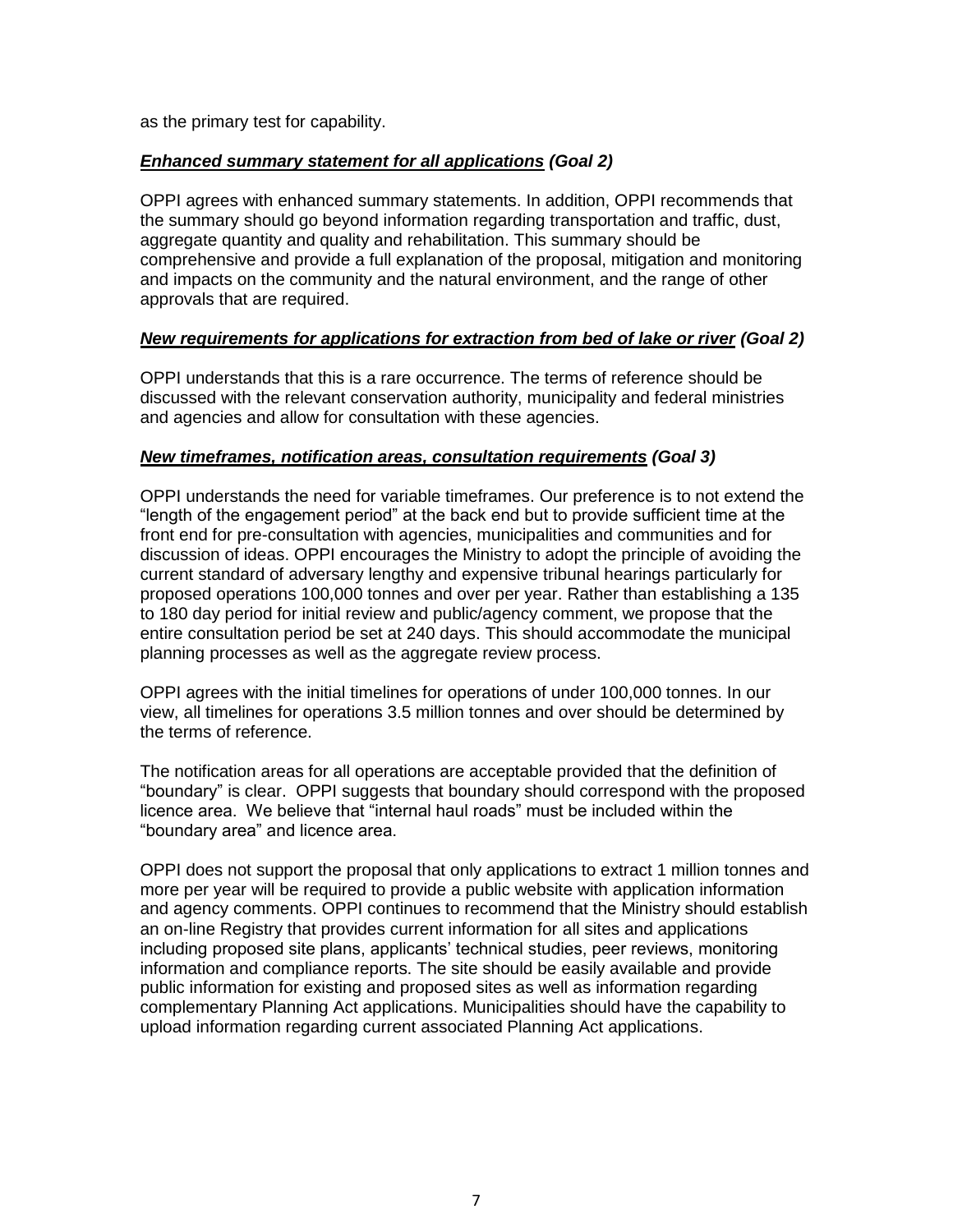as the primary test for capability.

***Enhanced summary statement for all applications*** ***(Goal 2)***

OPPI agrees with enhanced summary statements. In addition, OPPI recommends that the summary should go beyond information regarding transportation and traffic, dust, aggregate quantity and quality and rehabilitation. This summary should be comprehensive and provide a full explanation of the proposal, mitigation and monitoring and impacts on the community and the natural environment, and the range of other approvals that are required.

***New requirements for applications for extraction from bed of lake or river*** ***(Goal 2)***

OPPI understands that this is a rare occurrence. The terms of reference should be discussed with the relevant conservation authority, municipality and federal ministries and agencies and allow for consultation with these agencies.

***New timeframes, notification areas, consultation requirements*** ***(Goal 3)***

OPPI understands the need for variable timeframes. Our preference is to not extend the "length of the engagement period" at the back end but to provide sufficient time at the front end for pre-consultation with agencies, municipalities and communities and for discussion of ideas. OPPI encourages the Ministry to adopt the principle of avoiding the current standard of adversary lengthy and expensive tribunal hearings particularly for proposed operations 100,000 tonnes and over per year. Rather than establishing a 135 to 180 day period for initial review and public/agency comment, we propose that the entire consultation period be set at 240 days. This should accommodate the municipal planning processes as well as the aggregate review process.

OPPI agrees with the initial timelines for operations of under 100,000 tonnes. In our view, all timelines for operations 3.5 million tonnes and over should be determined by the terms of reference.

The notification areas for all operations are acceptable provided that the definition of "boundary" is clear. OPPI suggests that boundary should correspond with the proposed licence area. We believe that "internal haul roads" must be included within the "boundary area" and licence area.

OPPI does not support the proposal that only applications to extract 1 million tonnes and more per year will be required to provide a public website with application information and agency comments. OPPI continues to recommend that the Ministry should establish an on-line Registry that provides current information for all sites and applications including proposed site plans, applicants' technical studies, peer reviews, monitoring information and compliance reports. The site should be easily available and provide public information for existing and proposed sites as well as information regarding complementary Planning Act applications. Municipalities should have the capability to upload information regarding current associated Planning Act applications.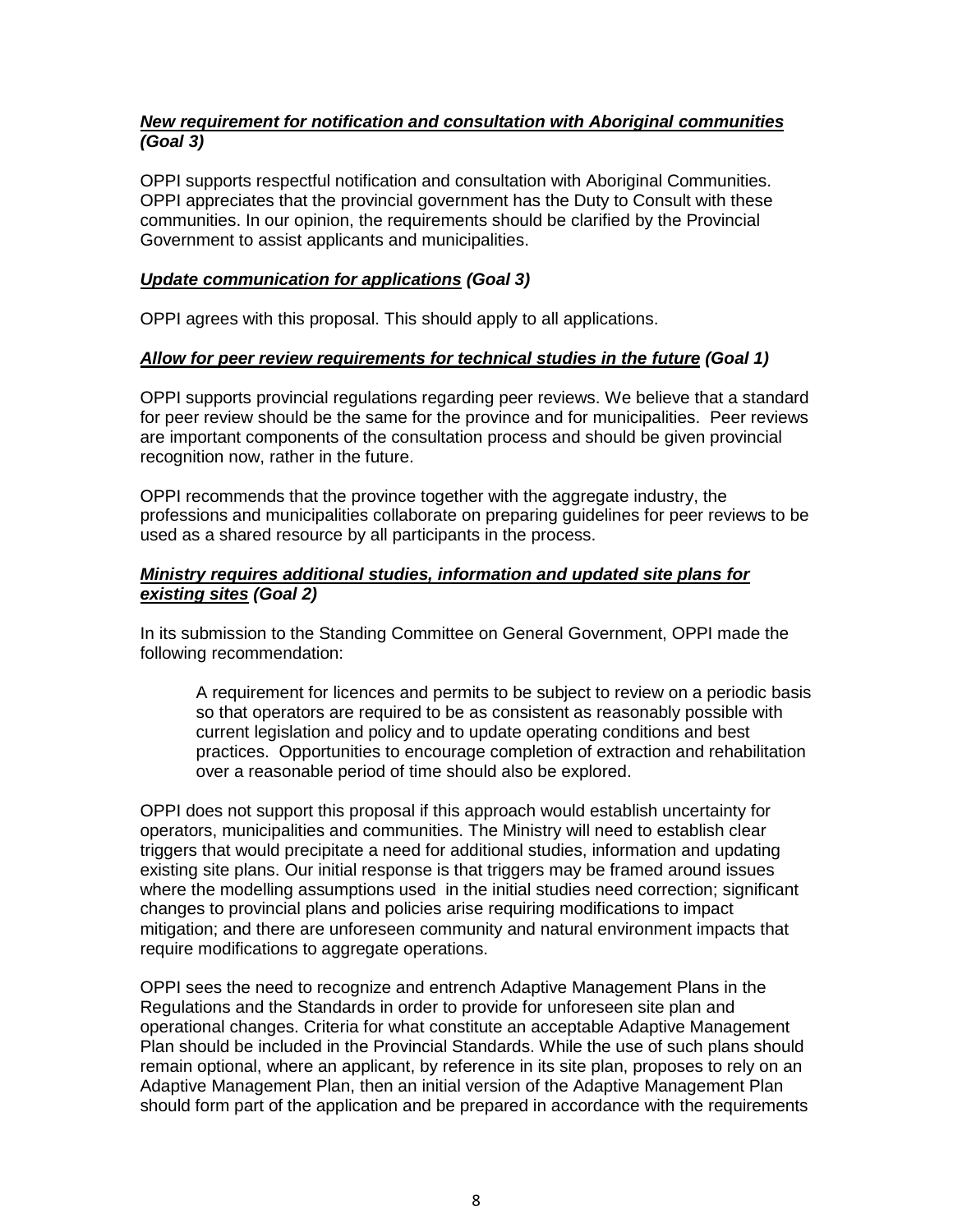***New requirement for notification and consultation with Aboriginal communities*** ***(Goal 3)***

OPPI supports respectful notification and consultation with Aboriginal Communities. OPPI appreciates that the provincial government has the Duty to Consult with these communities. In our opinion, the requirements should be clarified by the Provincial Government to assist applicants and municipalities.

***Update communication for applications*** ***(Goal 3)***

OPPI agrees with this proposal. This should apply to all applications.

***Allow for peer review requirements for technical studies in the future*** ***(Goal 1)***

OPPI supports provincial regulations regarding peer reviews. We believe that a standard for peer review should be the same for the province and for municipalities. Peer reviews are important components of the consultation process and should be given provincial recognition now, rather in the future.

OPPI recommends that the province together with the aggregate industry, the professions and municipalities collaborate on preparing guidelines for peer reviews to be used as a shared resource by all participants in the process.

***Ministry requires additional studies, information and updated site plans for existing sites*** ***(Goal 2)***

In its submission to the Standing Committee on General Government, OPPI made the following recommendation:

> A requirement for licences and permits to be subject to review on a periodic basis so that operators are required to be as consistent as reasonably possible with current legislation and policy and to update operating conditions and best practices. Opportunities to encourage completion of extraction and rehabilitation over a reasonable period of time should also be explored.

OPPI does not support this proposal if this approach would establish uncertainty for operators, municipalities and communities. The Ministry will need to establish clear triggers that would precipitate a need for additional studies, information and updating existing site plans. Our initial response is that triggers may be framed around issues where the modelling assumptions used in the initial studies need correction; significant changes to provincial plans and policies arise requiring modifications to impact mitigation; and there are unforeseen community and natural environment impacts that require modifications to aggregate operations.

OPPI sees the need to recognize and entrench Adaptive Management Plans in the Regulations and the Standards in order to provide for unforeseen site plan and operational changes. Criteria for what constitute an acceptable Adaptive Management Plan should be included in the Provincial Standards. While the use of such plans should remain optional, where an applicant, by reference in its site plan, proposes to rely on an Adaptive Management Plan, then an initial version of the Adaptive Management Plan should form part of the application and be prepared in accordance with the requirements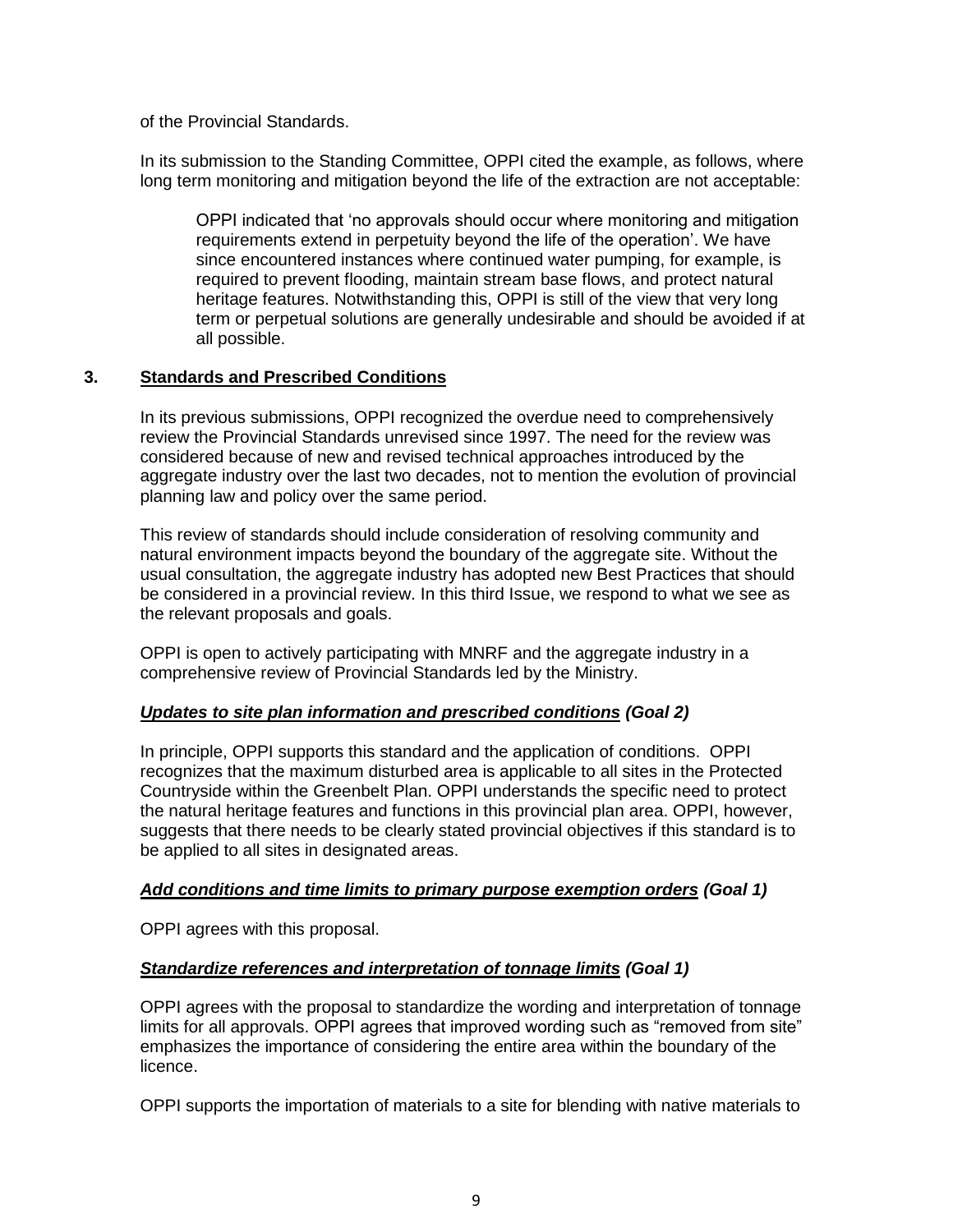of the Provincial Standards.

In its submission to the Standing Committee, OPPI cited the example, as follows, where long term monitoring and mitigation beyond the life of the extraction are not acceptable:

> OPPI indicated that 'no approvals should occur where monitoring and mitigation requirements extend in perpetuity beyond the life of the operation'. We have since encountered instances where continued water pumping, for example, is required to prevent flooding, maintain stream base flows, and protect natural heritage features. Notwithstanding this, OPPI is still of the view that very long term or perpetual solutions are generally undesirable and should be avoided if at all possible.

## 3. Standards and Prescribed Conditions

In its previous submissions, OPPI recognized the overdue need to comprehensively review the Provincial Standards unrevised since 1997. The need for the review was considered because of new and revised technical approaches introduced by the aggregate industry over the last two decades, not to mention the evolution of provincial planning law and policy over the same period.

This review of standards should include consideration of resolving community and natural environment impacts beyond the boundary of the aggregate site. Without the usual consultation, the aggregate industry has adopted new Best Practices that should be considered in a provincial review. In this third Issue, we respond to what we see as the relevant proposals and goals.

OPPI is open to actively participating with MNRF and the aggregate industry in a comprehensive review of Provincial Standards led by the Ministry.

### ***Updates to site plan information and prescribed conditions* (Goal 2)**

In principle, OPPI supports this standard and the application of conditions. OPPI recognizes that the maximum disturbed area is applicable to all sites in the Protected Countryside within the Greenbelt Plan. OPPI understands the specific need to protect the natural heritage features and functions in this provincial plan area. OPPI, however, suggests that there needs to be clearly stated provincial objectives if this standard is to be applied to all sites in designated areas.

### ***Add conditions and time limits to primary purpose exemption orders* (Goal 1)**

OPPI agrees with this proposal.

### ***Standardize references and interpretation of tonnage limits* (Goal 1)**

OPPI agrees with the proposal to standardize the wording and interpretation of tonnage limits for all approvals. OPPI agrees that improved wording such as "removed from site" emphasizes the importance of considering the entire area within the boundary of the licence.

OPPI supports the importation of materials to a site for blending with native materials to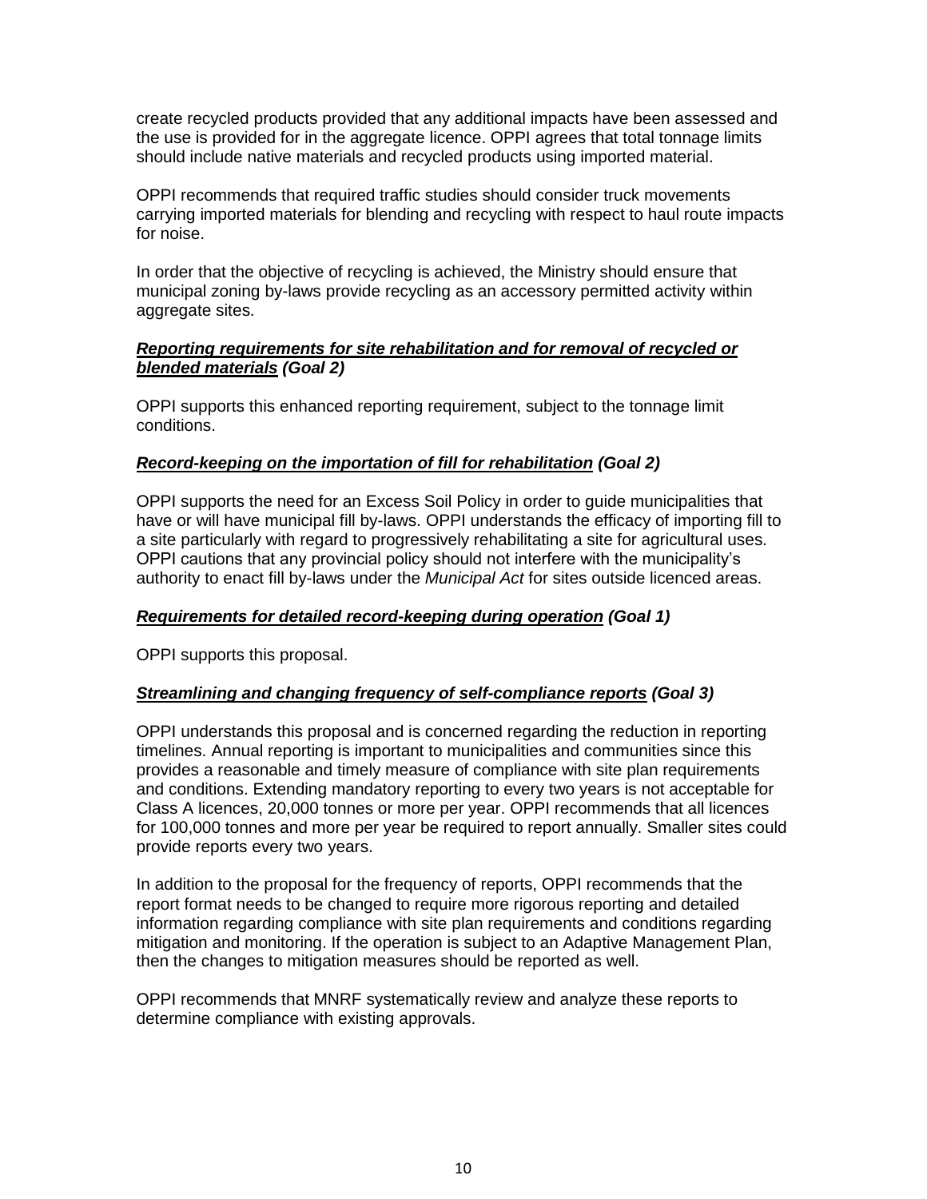create recycled products provided that any additional impacts have been assessed and the use is provided for in the aggregate licence. OPPI agrees that total tonnage limits should include native materials and recycled products using imported material.

OPPI recommends that required traffic studies should consider truck movements carrying imported materials for blending and recycling with respect to haul route impacts for noise.

In order that the objective of recycling is achieved, the Ministry should ensure that municipal zoning by-laws provide recycling as an accessory permitted activity within aggregate sites.

***Reporting requirements for site rehabilitation and for removal of recycled or blended materials* (Goal 2)**

OPPI supports this enhanced reporting requirement, subject to the tonnage limit conditions.

***Record-keeping on the importation of fill for rehabilitation* (Goal 2)**

OPPI supports the need for an Excess Soil Policy in order to guide municipalities that have or will have municipal fill by-laws. OPPI understands the efficacy of importing fill to a site particularly with regard to progressively rehabilitating a site for agricultural uses. OPPI cautions that any provincial policy should not interfere with the municipality's authority to enact fill by-laws under the *Municipal Act* for sites outside licenced areas.

***Requirements for detailed record-keeping during operation* (Goal 1)**

OPPI supports this proposal.

***Streamlining and changing frequency of self-compliance reports* (Goal 3)**

OPPI understands this proposal and is concerned regarding the reduction in reporting timelines. Annual reporting is important to municipalities and communities since this provides a reasonable and timely measure of compliance with site plan requirements and conditions. Extending mandatory reporting to every two years is not acceptable for Class A licences, 20,000 tonnes or more per year. OPPI recommends that all licences for 100,000 tonnes and more per year be required to report annually. Smaller sites could provide reports every two years.

In addition to the proposal for the frequency of reports, OPPI recommends that the report format needs to be changed to require more rigorous reporting and detailed information regarding compliance with site plan requirements and conditions regarding mitigation and monitoring. If the operation is subject to an Adaptive Management Plan, then the changes to mitigation measures should be reported as well.

OPPI recommends that MNRF systematically review and analyze these reports to determine compliance with existing approvals.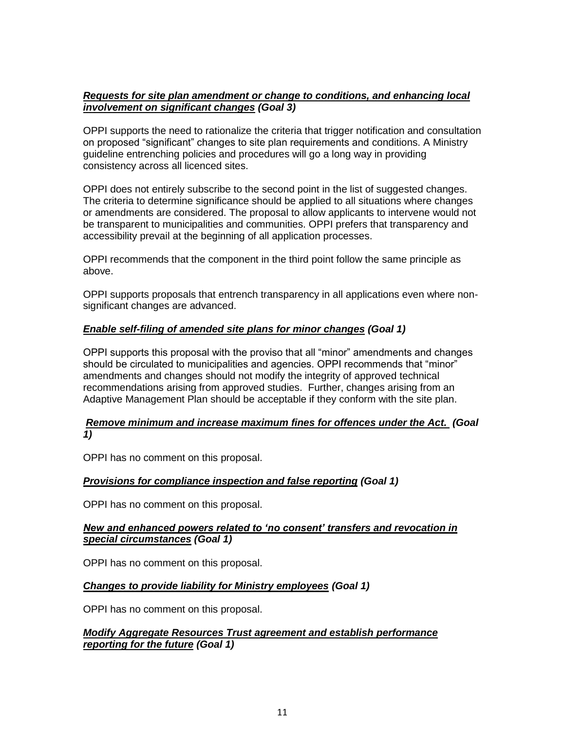***<u>Requests for site plan amendment or change to conditions, and enhancing local involvement on significant changes</u> (Goal 3)***

OPPI supports the need to rationalize the criteria that trigger notification and consultation on proposed "significant" changes to site plan requirements and conditions. A Ministry guideline entrenching policies and procedures will go a long way in providing consistency across all licenced sites.

OPPI does not entirely subscribe to the second point in the list of suggested changes. The criteria to determine significance should be applied to all situations where changes or amendments are considered. The proposal to allow applicants to intervene would not be transparent to municipalities and communities. OPPI prefers that transparency and accessibility prevail at the beginning of all application processes.

OPPI recommends that the component in the third point follow the same principle as above.

OPPI supports proposals that entrench transparency in all applications even where non-significant changes are advanced.

***<u>Enable self-filing of amended site plans for minor changes</u> (Goal 1)***

OPPI supports this proposal with the proviso that all "minor" amendments and changes should be circulated to municipalities and agencies. OPPI recommends that "minor" amendments and changes should not modify the integrity of approved technical recommendations arising from approved studies. Further, changes arising from an Adaptive Management Plan should be acceptable if they conform with the site plan.

***<u>Remove minimum and increase maximum fines for offences under the Act.</u> (Goal 1)***

OPPI has no comment on this proposal.

***<u>Provisions for compliance inspection and false reporting</u> (Goal 1)***

OPPI has no comment on this proposal.

***<u>New and enhanced powers related to 'no consent' transfers and revocation in special circumstances</u> (Goal 1)***

OPPI has no comment on this proposal.

***<u>Changes to provide liability for Ministry employees</u> (Goal 1)***

OPPI has no comment on this proposal.

***<u>Modify Aggregate Resources Trust agreement and establish performance reporting for the future</u> (Goal 1)***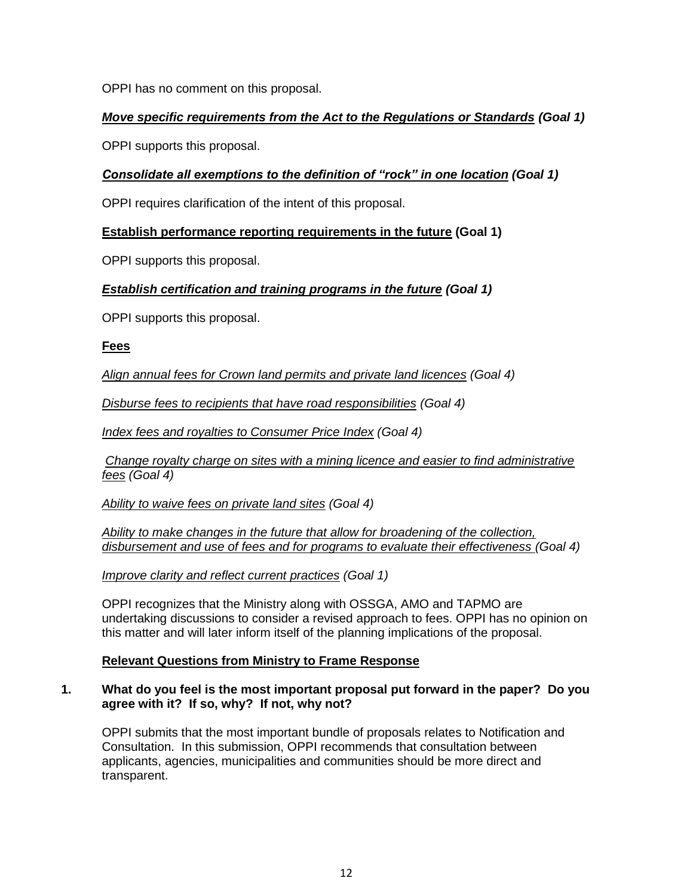OPPI has no comment on this proposal.

***Move specific requirements from the Act to the Regulations or Standards* (Goal 1)**

OPPI supports this proposal.

***Consolidate all exemptions to the definition of "rock" in one location* (Goal 1)**

OPPI requires clarification of the intent of this proposal.

**Establish performance reporting requirements in the future (Goal 1)**

OPPI supports this proposal.

***Establish certification and training programs in the future* (Goal 1)**

OPPI supports this proposal.

**Fees**

*Align annual fees for Crown land permits and private land licences (Goal 4)*

*Disburse fees to recipients that have road responsibilities (Goal 4)*

*Index fees and royalties to Consumer Price Index (Goal 4)*

*Change royalty charge on sites with a mining licence and easier to find administrative fees (Goal 4)*

*Ability to waive fees on private land sites (Goal 4)*

*Ability to make changes in the future that allow for broadening of the collection, disbursement and use of fees and for programs to evaluate their effectiveness (Goal 4)*

*Improve clarity and reflect current practices (Goal 1)*

OPPI recognizes that the Ministry along with OSSGA, AMO and TAPMO are undertaking discussions to consider a revised approach to fees. OPPI has no opinion on this matter and will later inform itself of the planning implications of the proposal.

**Relevant Questions from Ministry to Frame Response**

**1. What do you feel is the most important proposal put forward in the paper? Do you agree with it? If so, why? If not, why not?**

OPPI submits that the most important bundle of proposals relates to Notification and Consultation. In this submission, OPPI recommends that consultation between applicants, agencies, municipalities and communities should be more direct and transparent.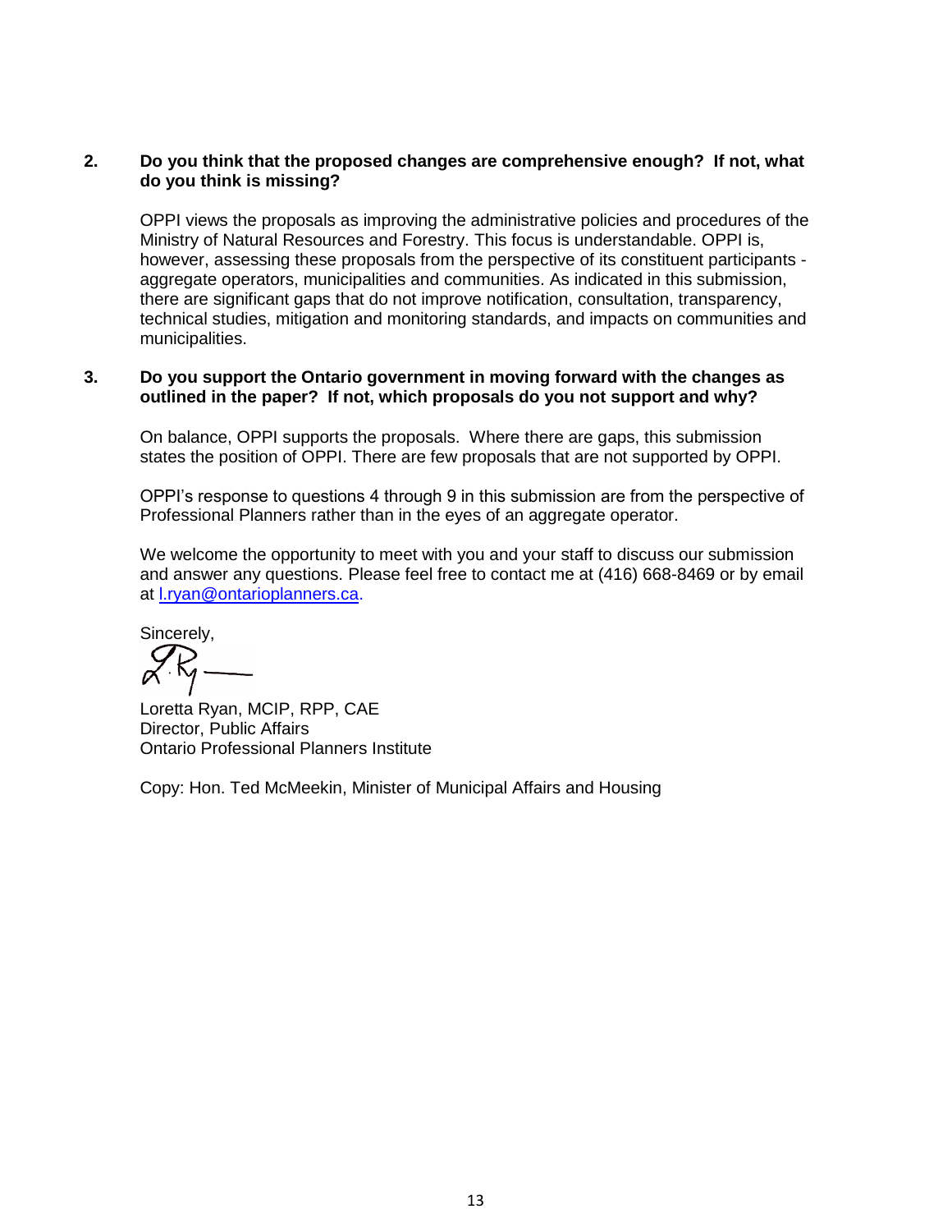**2. Do you think that the proposed changes are comprehensive enough? If not, what do you think is missing?**

OPPI views the proposals as improving the administrative policies and procedures of the Ministry of Natural Resources and Forestry. This focus is understandable. OPPI is, however, assessing these proposals from the perspective of its constituent participants - aggregate operators, municipalities and communities. As indicated in this submission, there are significant gaps that do not improve notification, consultation, transparency, technical studies, mitigation and monitoring standards, and impacts on communities and municipalities.

**3. Do you support the Ontario government in moving forward with the changes as outlined in the paper? If not, which proposals do you not support and why?**

On balance, OPPI supports the proposals. Where there are gaps, this submission states the position of OPPI. There are few proposals that are not supported by OPPI.

OPPI's response to questions 4 through 9 in this submission are from the perspective of Professional Planners rather than in the eyes of an aggregate operator.

We welcome the opportunity to meet with you and your staff to discuss our submission and answer any questions. Please feel free to contact me at (416) 668-8469 or by email at l.ryan@ontarioplanners.ca.

Sincerely,

Loretta Ryan, MCIP, RPP, CAE
Director, Public Affairs
Ontario Professional Planners Institute

Copy: Hon. Ted McMeekin, Minister of Municipal Affairs and Housing